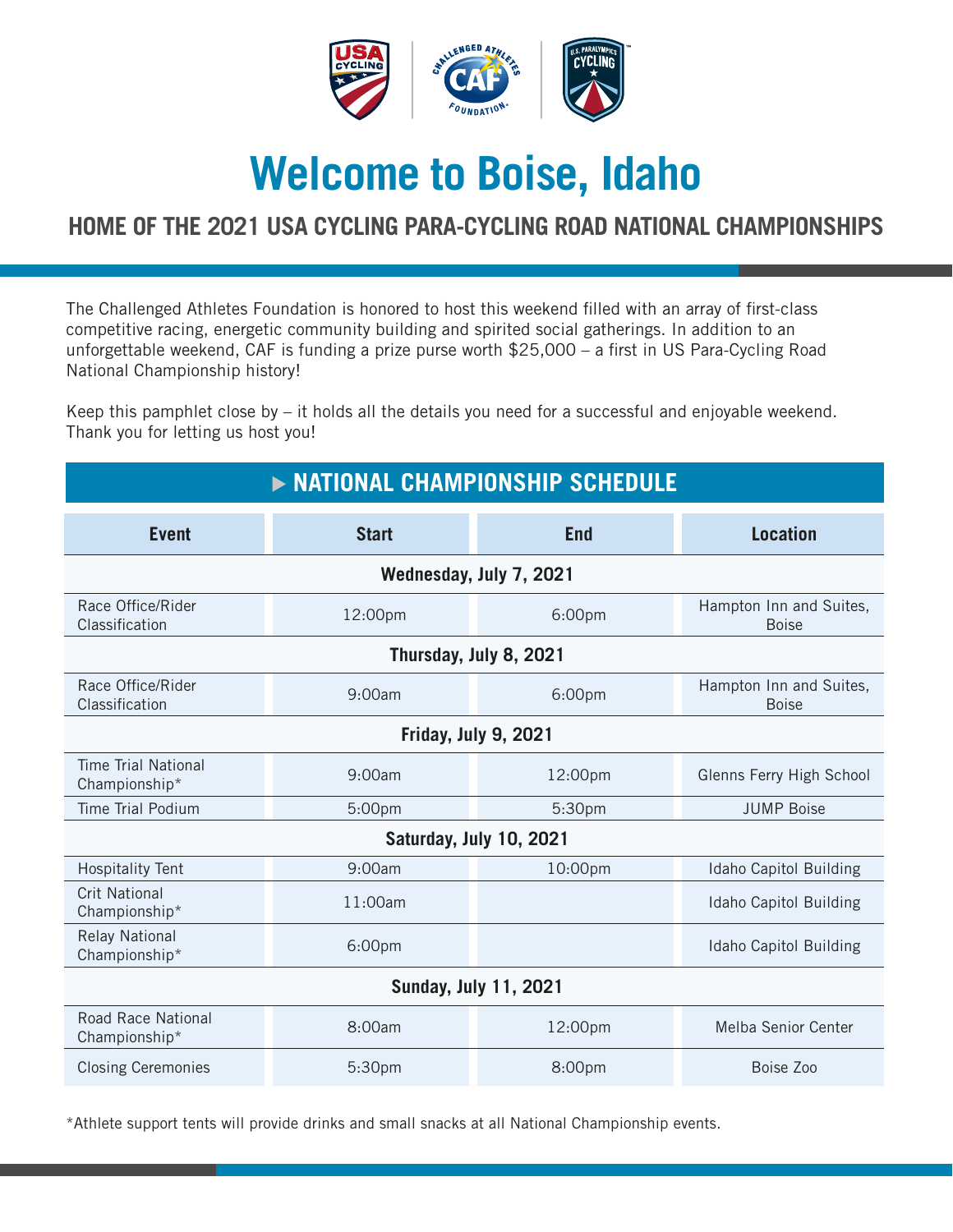# Welcome to Boise, Idaho

## HOME OF THE 2021 USA CYCLING PARA-CYCLING ROAD NATIONAL CHAMPIONSHIPS

The Challenged Athletes Foundation is honored to host this weekend filled with an array of first-class competitive racing, energetic community building and spirited social gatherings. In addition to an unforgettable weekend, CAF is funding a prize purse worth $25,000 – a first in US Para-Cycling Road National Championship history!

Keep this pamphlet close by – it holds all the details you need for a successful and enjoyable weekend. Thank you for letting us host you!

### ▶ NATIONAL CHAMPIONSHIP SCHEDULE

| Event | Start | End | Location |
|---|---|---|---|
| **Wednesday, July 7, 2021** | | | |
| Race Office/Rider Classification | 12:00pm | 6:00pm | Hampton Inn and Suites, Boise |
| **Thursday, July 8, 2021** | | | |
| Race Office/Rider Classification | 9:00am | 6:00pm | Hampton Inn and Suites, Boise |
| **Friday, July 9, 2021** | | | |
| Time Trial National Championship* | 9:00am | 12:00pm | Glenns Ferry High School |
| Time Trial Podium | 5:00pm | 5:30pm | JUMP Boise |
| **Saturday, July 10, 2021** | | | |
| Hospitality Tent | 9:00am | 10:00pm | Idaho Capitol Building |
| Crit National Championship* | 11:00am | | Idaho Capitol Building |
| Relay National Championship* | 6:00pm | | Idaho Capitol Building |
| **Sunday, July 11, 2021** | | | |
| Road Race National Championship* | 8:00am | 12:00pm | Melba Senior Center |
| Closing Ceremonies | 5:30pm | 8:00pm | Boise Zoo |

*Athlete support tents will provide drinks and small snacks at all National Championship events.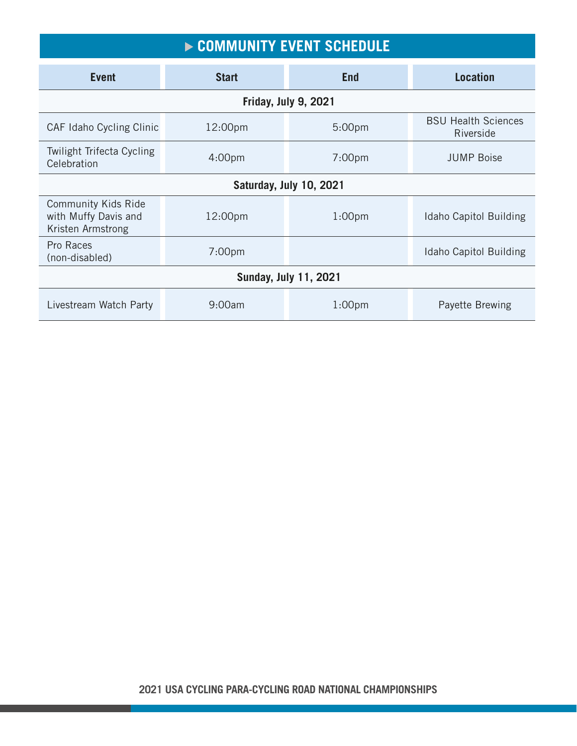## ▶ COMMUNITY EVENT SCHEDULE

| Event | Start | End | Location |
|---|---|---|---|
| **Friday, July 9, 2021** | | | |
| CAF Idaho Cycling Clinic | 12:00pm | 5:00pm | BSU Health Sciences Riverside |
| Twilight Trifecta Cycling Celebration | 4:00pm | 7:00pm | JUMP Boise |
| **Saturday, July 10, 2021** | | | |
| Community Kids Ride with Muffy Davis and Kristen Armstrong | 12:00pm | 1:00pm | Idaho Capitol Building |
| Pro Races (non-disabled) | 7:00pm | | Idaho Capitol Building |
| **Sunday, July 11, 2021** | | | |
| Livestream Watch Party | 9:00am | 1:00pm | Payette Brewing |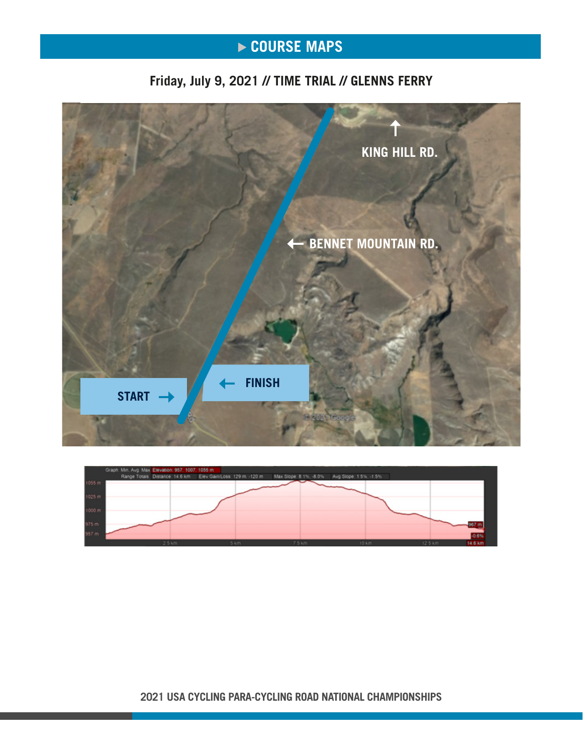# ▶ COURSE MAPS

## Friday, July 9, 2021 // TIME TRIAL // GLENNS FERRY

KING HILL RD.

BENNET MOUNTAIN RD.

START

FINISH

© 2021 Google

Graph: Min, Avg, Max | Elevation: 957, 1007, 1055 m
Range Totals | Distance: 14.6 km | Elev Gain/Loss: 129 m, -120 m | Max Slope: 8.1%, -8.0% | Avg Slope: 1.5%, -1.5%

1055 m
1025 m
1000 m
975 m
957 m

2.5 km | 5 km | 7.5 km | 10 km | 12.5 km | 14.6 km

967 m
-0.6%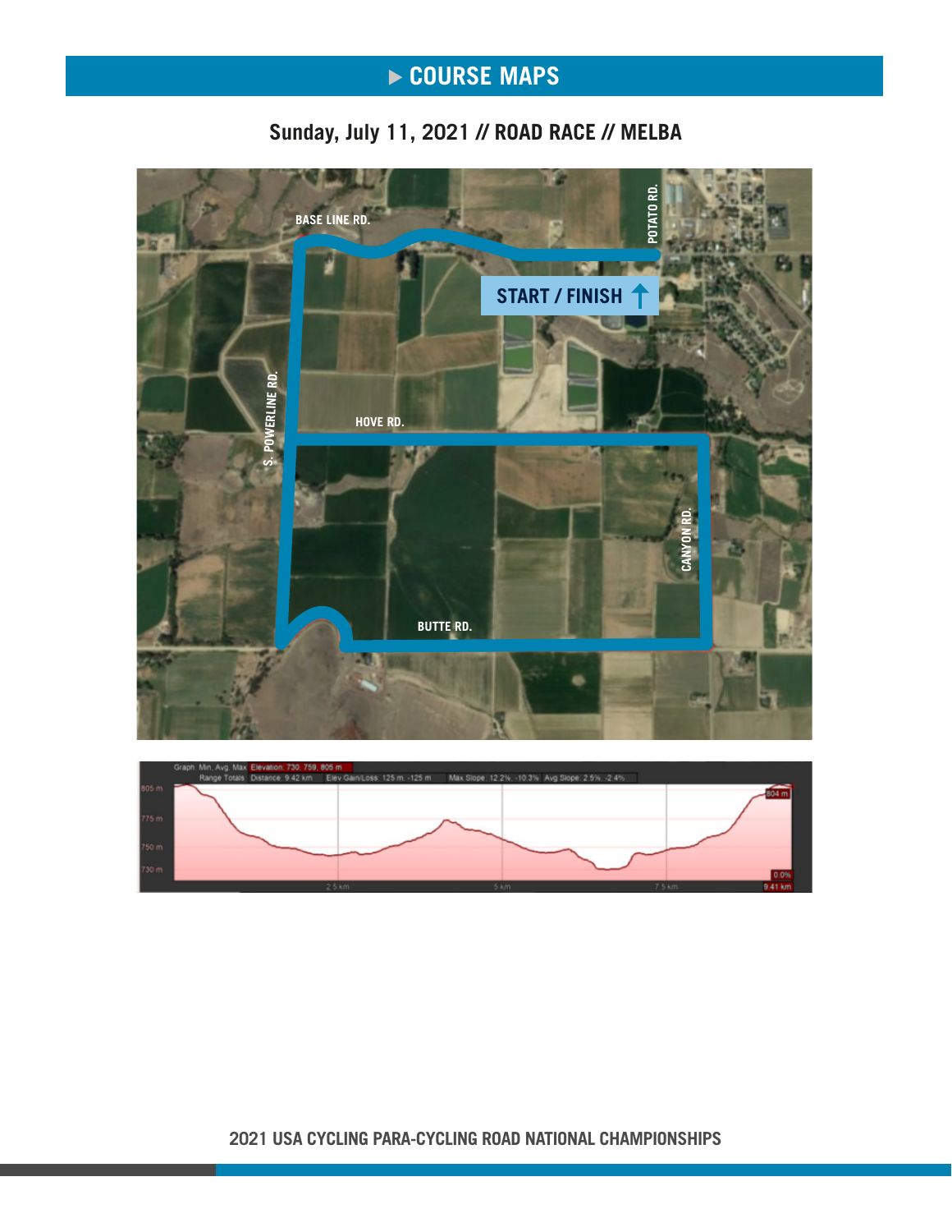# ▶ COURSE MAPS

## Sunday, July 11, 2021 // ROAD RACE // MELBA

BASE LINE RD.

POTATO RD.

START / FINISH

S. POWERLINE RD.

HOVE RD.

CANYON RD.

BUTTE RD.

Graph: Min, Avg, Max Elevation: 730, 759, 805 m
Range Totals: Distance: 9.42 km Elev Gain/Loss: 125 m, -125 m Max Slope: 12.2%, -10.3% Avg Slope: 2.5%, -2.4%

805 m
775 m
750 m
730 m

804 m
0.0%

2.5 km
5 km
7.5 km
9.41 km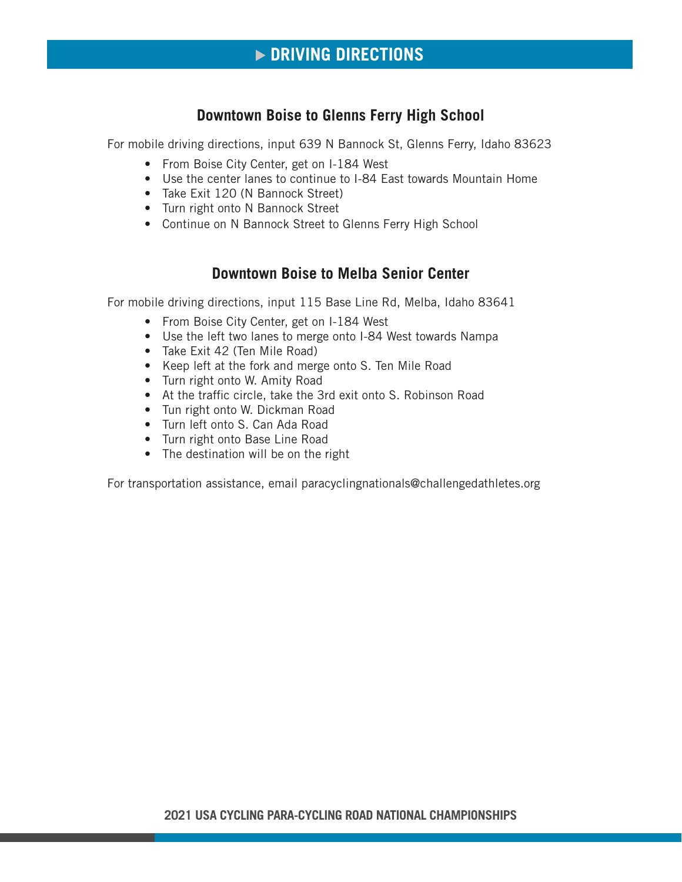# DRIVING DIRECTIONS

## Downtown Boise to Glenns Ferry High School

For mobile driving directions, input 639 N Bannock St, Glenns Ferry, Idaho 83623

- From Boise City Center, get on I-184 West
- Use the center lanes to continue to I-84 East towards Mountain Home
- Take Exit 120 (N Bannock Street)
- Turn right onto N Bannock Street
- Continue on N Bannock Street to Glenns Ferry High School

## Downtown Boise to Melba Senior Center

For mobile driving directions, input 115 Base Line Rd, Melba, Idaho 83641

- From Boise City Center, get on I-184 West
- Use the left two lanes to merge onto I-84 West towards Nampa
- Take Exit 42 (Ten Mile Road)
- Keep left at the fork and merge onto S. Ten Mile Road
- Turn right onto W. Amity Road
- At the traffic circle, take the 3rd exit onto S. Robinson Road
- Tun right onto W. Dickman Road
- Turn left onto S. Can Ada Road
- Turn right onto Base Line Road
- The destination will be on the right

For transportation assistance, email paracyclingnationals@challengedathletes.org